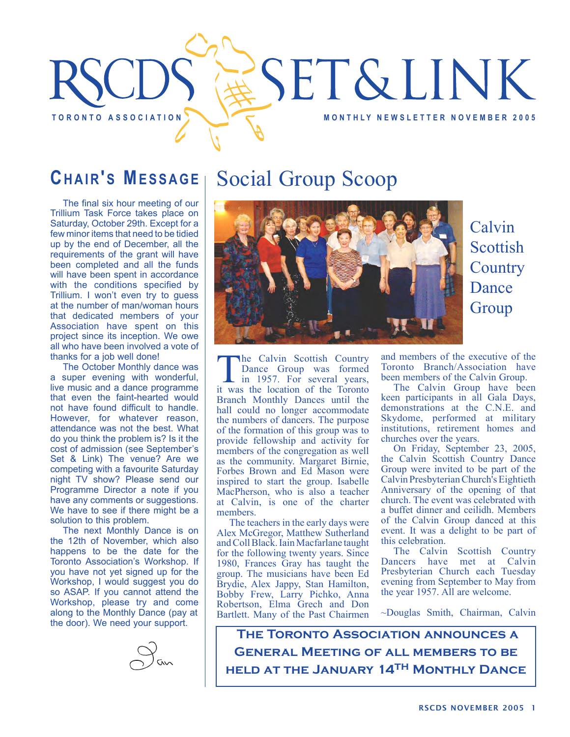# RSCDS SET&LINK

TORONTO ASSOCIATION

MONTHLY NEWSLETTER NOVEMBER 2005

## Chair's Message

The final six hour meeting of our Trillium Task Force takes place on Saturday, October 29th. Except for a few minor items that need to be tidied up by the end of December, all the requirements of the grant will have been completed and all the funds will have been spent in accordance with the conditions specified by Trillium. I won't even try to guess at the number of man/woman hours that dedicated members of your Association have spent on this project since its inception. We owe all who have been involved a vote of thanks for a job well done!

The October Monthly dance was a super evening with wonderful, live music and a dance programme that even the faint-hearted would not have found difficult to handle. However, for whatever reason, attendance was not the best. What do you think the problem is? Is it the cost of admission (see September's Set & Link) The venue? Are we competing with a favourite Saturday night TV show? Please send our Programme Director a note if you have any comments or suggestions. We have to see if there might be a solution to this problem.

The next Monthly Dance is on the 12th of November, which also happens to be the date for the Toronto Association's Workshop. If you have not yet signed up for the Workshop, I would suggest you do so ASAP. If you cannot attend the Workshop, please try and come along to the Monthly Dance (pay at the door). We need your support.

Ian

## Social Group Scoop

### Calvin Scottish Country Dance Group

The Calvin Scottish Country Dance Group was formed in 1957. For several years, it was the location of the Toronto Branch Monthly Dances until the hall could no longer accommodate the numbers of dancers. The purpose of the formation of this group was to provide fellowship and activity for members of the congregation as well as the community. Margaret Birnie, Forbes Brown and Ed Mason were inspired to start the group. Isabelle MacPherson, who is also a teacher at Calvin, is one of the charter members.

The teachers in the early days were Alex McGregor, Matthew Sutherland and Coll Black. Iain Macfarlane taught for the following twenty years. Since 1980, Frances Gray has taught the group. The musicians have been Ed Brydie, Alex Jappy, Stan Hamilton, Bobby Frew, Larry Pichko, Anna Robertson, Elma Grech and Don Bartlett. Many of the Past Chairmen and members of the executive of the Toronto Branch/Association have been members of the Calvin Group.

The Calvin Group have been keen participants in all Gala Days, demonstrations at the C.N.E. and Skydome, performed at military institutions, retirement homes and churches over the years.

On Friday, September 23, 2005, the Calvin Scottish Country Dance Group were invited to be part of the Calvin Presbyterian Church's Eightieth Anniversary of the opening of that church. The event was celebrated with a buffet dinner and ceilidh. Members of the Calvin Group danced at this event. It was a delight to be part of this celebration.

The Calvin Scottish Country Dancers have met at Calvin Presbyterian Church each Tuesday evening from September to May from the year 1957. All are welcome.

~Douglas Smith, Chairman, Calvin

**The Toronto Association announces a General Meeting of all members to be held at the January 14th Monthly Dance**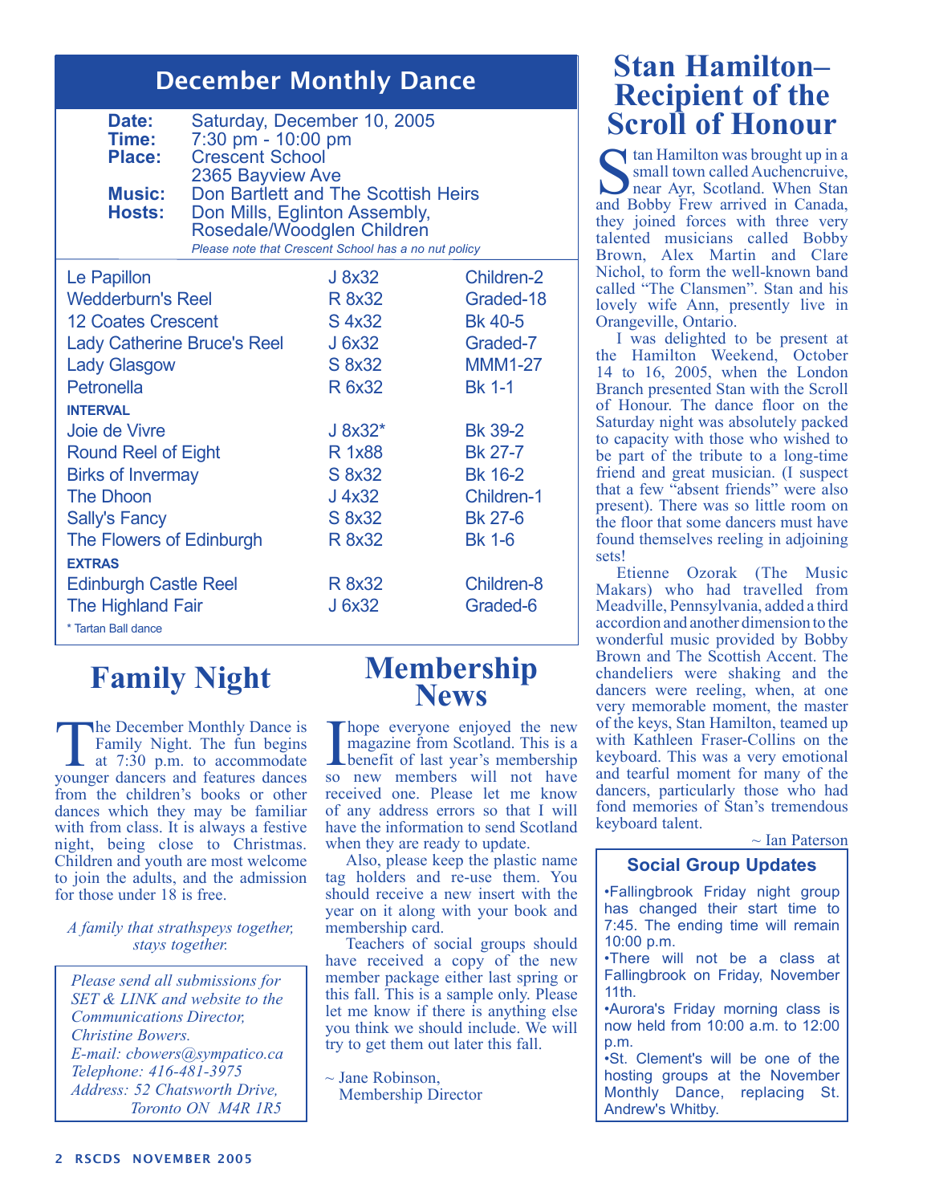## December Monthly Dance

**Date:** Saturday, December 10, 2005
**Time:** 7:30 pm - 10:00 pm
**Place:** Crescent School
2365 Bayview Ave
**Music:** Don Bartlett and The Scottish Heirs
**Hosts:** Don Mills, Eglinton Assembly, Rosedale/Woodglen Children

*Please note that Crescent School has a no nut policy*

| | | |
|---|---|---|
| Le Papillon | J 8x32 | Children-2 |
| Wedderburn's Reel | R 8x32 | Graded-18 |
| 12 Coates Crescent | S 4x32 | Bk 40-5 |
| Lady Catherine Bruce's Reel | J 6x32 | Graded-7 |
| Lady Glasgow | S 8x32 | MMM1-27 |
| Petronella | R 6x32 | Bk 1-1 |
| **INTERVAL** | | |
| Joie de Vivre | J 8x32* | Bk 39-2 |
| Round Reel of Eight | R 1x88 | Bk 27-7 |
| Birks of Invermay | S 8x32 | Bk 16-2 |
| The Dhoon | J 4x32 | Children-1 |
| Sally's Fancy | S 8x32 | Bk 27-6 |
| The Flowers of Edinburgh | R 8x32 | Bk 1-6 |
| **EXTRAS** | | |
| Edinburgh Castle Reel | R 8x32 | Children-8 |
| The Highland Fair | J 6x32 | Graded-6 |

\* Tartan Ball dance

# Family Night

The December Monthly Dance is Family Night. The fun begins at 7:30 p.m. to accommodate younger dancers and features dances from the children's books or other dances which they may be familiar with from class. It is always a festive night, being close to Christmas. Children and youth are most welcome to join the adults, and the admission for those under 18 is free.

*A family that strathspeys together, stays together.*

*Please send all submissions for SET & LINK and website to the Communications Director, Christine Bowers.*
*E-mail: cbowers@sympatico.ca*
*Telephone: 416-481-3975*
*Address: 52 Chatsworth Drive, Toronto ON M4R 1R5*

# Membership News

I hope everyone enjoyed the new magazine from Scotland. This is a benefit of last year's membership so new members will not have received one. Please let me know of any address errors so that I will have the information to send Scotland when they are ready to update.

Also, please keep the plastic name tag holders and re-use them. You should receive a new insert with the year on it along with your book and membership card.

Teachers of social groups should have received a copy of the new member package either last spring or this fall. This is a sample only. Please let me know if there is anything else you think we should include. We will try to get them out later this fall.

~ Jane Robinson,
Membership Director

# Stan Hamilton– Recipient of the Scroll of Honour

Stan Hamilton was brought up in a small town called Auchencruive, near Ayr, Scotland. When Stan and Bobby Frew arrived in Canada, they joined forces with three very talented musicians called Bobby Brown, Alex Martin and Clare Nichol, to form the well-known band called "The Clansmen". Stan and his lovely wife Ann, presently live in Orangeville, Ontario.

I was delighted to be present at the Hamilton Weekend, October 14 to 16, 2005, when the London Branch presented Stan with the Scroll of Honour. The dance floor on the Saturday night was absolutely packed to capacity with those who wished to be part of the tribute to a long-time friend and great musician. (I suspect that a few "absent friends" were also present). There was so little room on the floor that some dancers must have found themselves reeling in adjoining sets!

Etienne Ozorak (The Music Makars) who had travelled from Meadville, Pennsylvania, added a third accordion and another dimension to the wonderful music provided by Bobby Brown and The Scottish Accent. The chandeliers were shaking and the dancers were reeling, when, at one very memorable moment, the master of the keys, Stan Hamilton, teamed up with Kathleen Fraser-Collins on the keyboard. This was a very emotional and tearful moment for many of the dancers, particularly those who had fond memories of Stan's tremendous keyboard talent.

~ Ian Paterson

### Social Group Updates

- Fallingbrook Friday night group has changed their start time to 7:45. The ending time will remain 10:00 p.m.
- There will not be a class at Fallingbrook on Friday, November 11th.
- Aurora's Friday morning class is now held from 10:00 a.m. to 12:00 p.m.
- St. Clement's will be one of the hosting groups at the November Monthly Dance, replacing St. Andrew's Whitby.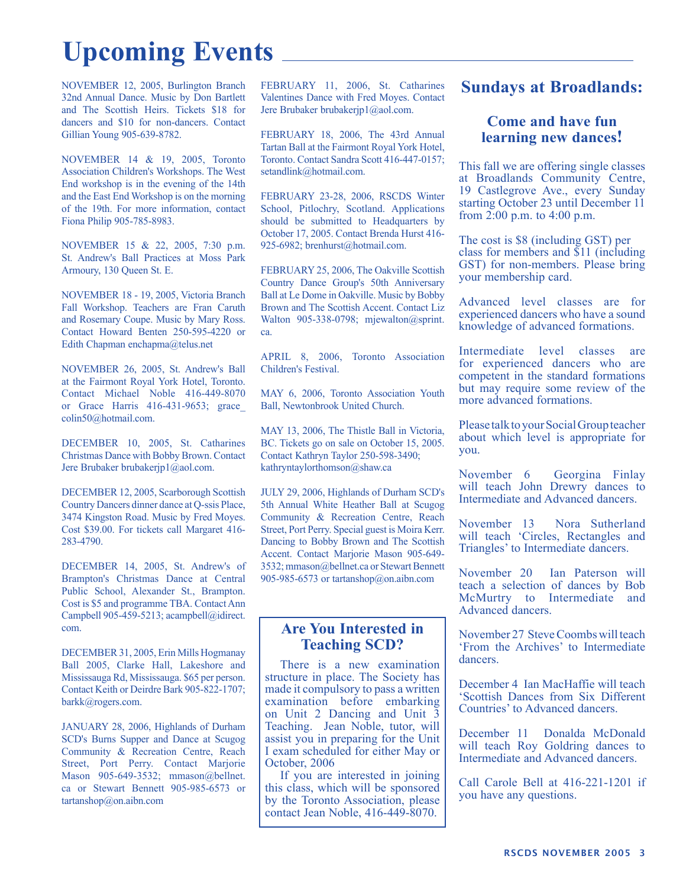# Upcoming Events

NOVEMBER 12, 2005, Burlington Branch 32nd Annual Dance. Music by Don Bartlett and The Scottish Heirs. Tickets $18 for dancers and $10 for non-dancers. Contact Gillian Young 905-639-8782.

NOVEMBER 14 & 19, 2005, Toronto Association Children's Workshops. The West End workshop is in the evening of the 14th and the East End Workshop is on the morning of the 19th. For more information, contact Fiona Philip 905-785-8983.

NOVEMBER 15 & 22, 2005, 7:30 p.m. St. Andrew's Ball Practices at Moss Park Armoury, 130 Queen St. E.

NOVEMBER 18 - 19, 2005, Victoria Branch Fall Workshop. Teachers are Fran Caruth and Rosemary Coupe. Music by Mary Ross. Contact Howard Benten 250-595-4220 or Edith Chapman enchapma@telus.net

NOVEMBER 26, 2005, St. Andrew's Ball at the Fairmont Royal York Hotel, Toronto. Contact Michael Noble 416-449-8070 or Grace Harris 416-431-9653; grace_colin50@hotmail.com.

DECEMBER 10, 2005, St. Catharines Christmas Dance with Bobby Brown. Contact Jere Brubaker brubakerjp1@aol.com.

DECEMBER 12, 2005, Scarborough Scottish Country Dancers dinner dance at Q-ssis Place, 3474 Kingston Road. Music by Fred Moyes. Cost $39.00. For tickets call Margaret 416-283-4790.

DECEMBER 14, 2005, St. Andrew's of Brampton's Christmas Dance at Central Public School, Alexander St., Brampton. Cost is $5 and programme TBA. Contact Ann Campbell 905-459-5213; acampbell@idirect.com.

DECEMBER 31, 2005, Erin Mills Hogmanay Ball 2005, Clarke Hall, Lakeshore and Mississauga Rd, Mississauga. $65 per person. Contact Keith or Deirdre Bark 905-822-1707; barkk@rogers.com.

JANUARY 28, 2006, Highlands of Durham SCD's Burns Supper and Dance at Scugog Community & Recreation Centre, Reach Street, Port Perry. Contact Marjorie Mason 905-649-3532; mmason@bellnet.ca or Stewart Bennett 905-985-6573 or tartanshop@on.aibn.com

FEBRUARY 11, 2006, St. Catharines Valentines Dance with Fred Moyes. Contact Jere Brubaker brubakerjp1@aol.com.

FEBRUARY 18, 2006, The 43rd Annual Tartan Ball at the Fairmont Royal York Hotel, Toronto. Contact Sandra Scott 416-447-0157; setandlink@hotmail.com.

FEBRUARY 23-28, 2006, RSCDS Winter School, Pitlochry, Scotland. Applications should be submitted to Headquarters by October 17, 2005. Contact Brenda Hurst 416-925-6982; brenhurst@hotmail.com.

FEBRUARY 25, 2006, The Oakville Scottish Country Dance Group's 50th Anniversary Ball at Le Dome in Oakville. Music by Bobby Brown and The Scottish Accent. Contact Liz Walton 905-338-0798; mjewalton@sprint.ca.

APRIL 8, 2006, Toronto Association Children's Festival.

MAY 6, 2006, Toronto Association Youth Ball, Newtonbrook United Church.

MAY 13, 2006, The Thistle Ball in Victoria, BC. Tickets go on sale on October 15, 2005. Contact Kathryn Taylor 250-598-3490; kathryntaylorthomson@shaw.ca

JULY 29, 2006, Highlands of Durham SCD's 5th Annual White Heather Ball at Scugog Community & Recreation Centre, Reach Street, Port Perry. Special guest is Moira Kerr. Dancing to Bobby Brown and The Scottish Accent. Contact Marjorie Mason 905-649-3532; mmason@bellnet.ca or Stewart Bennett 905-985-6573 or tartanshop@on.aibn.com

## Are You Interested in Teaching SCD?

There is a new examination structure in place. The Society has made it compulsory to pass a written examination before embarking on Unit 2 Dancing and Unit 3 Teaching. Jean Noble, tutor, will assist you in preparing for the Unit I exam scheduled for either May or October, 2006

If you are interested in joining this class, which will be sponsored by the Toronto Association, please contact Jean Noble, 416-449-8070.

## Sundays at Broadlands:

### Come and have fun learning new dances!

This fall we are offering single classes at Broadlands Community Centre, 19 Castlegrove Ave., every Sunday starting October 23 until December 11 from 2:00 p.m. to 4:00 p.m.

The cost is $8 (including GST) per class for members and $11 (including GST) for non-members. Please bring your membership card.

Advanced level classes are for experienced dancers who have a sound knowledge of advanced formations.

Intermediate level classes are for experienced dancers who are competent in the standard formations but may require some review of the more advanced formations.

Please talk to your Social Group teacher about which level is appropriate for you.

November 6 Georgina Finlay will teach John Drewry dances to Intermediate and Advanced dancers.

November 13 Nora Sutherland will teach 'Circles, Rectangles and Triangles' to Intermediate dancers.

November 20 Ian Paterson will teach a selection of dances by Bob McMurtry to Intermediate and Advanced dancers.

November 27 Steve Coombs will teach 'From the Archives' to Intermediate dancers.

December 4 Ian MacHaffie will teach 'Scottish Dances from Six Different Countries' to Advanced dancers.

December 11 Donalda McDonald will teach Roy Goldring dances to Intermediate and Advanced dancers.

Call Carole Bell at 416-221-1201 if you have any questions.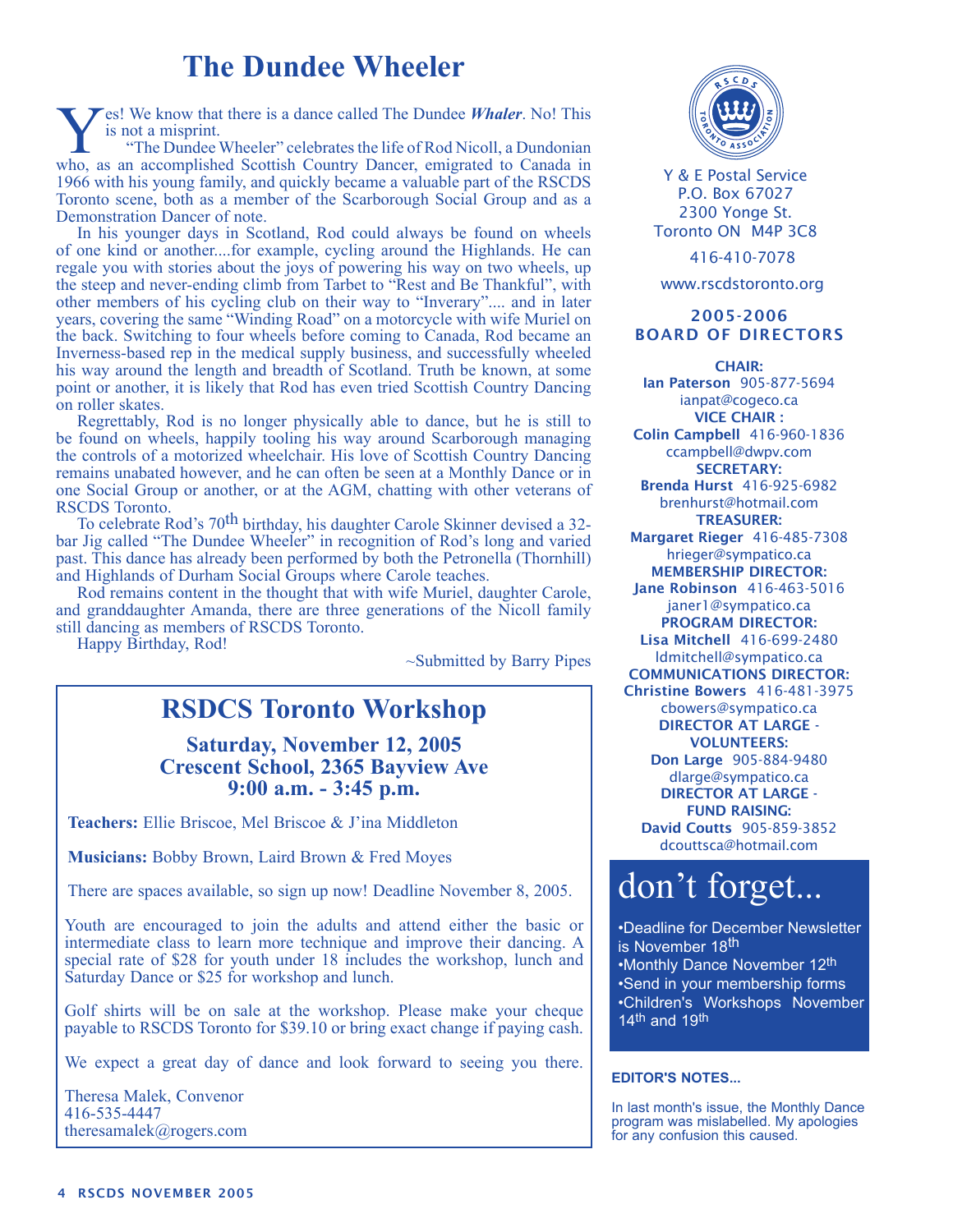# The Dundee Wheeler

Yes! We know that there is a dance called The Dundee ***Whaler***. No! This is not a misprint.

"The Dundee Wheeler" celebrates the life of Rod Nicoll, a Dundonian who, as an accomplished Scottish Country Dancer, emigrated to Canada in 1966 with his young family, and quickly became a valuable part of the RSCDS Toronto scene, both as a member of the Scarborough Social Group and as a Demonstration Dancer of note.

In his younger days in Scotland, Rod could always be found on wheels of one kind or another....for example, cycling around the Highlands. He can regale you with stories about the joys of powering his way on two wheels, up the steep and never-ending climb from Tarbet to "Rest and Be Thankful", with other members of his cycling club on their way to "Inverary".... and in later years, covering the same "Winding Road" on a motorcycle with wife Muriel on the back. Switching to four wheels before coming to Canada, Rod became an Inverness-based rep in the medical supply business, and successfully wheeled his way around the length and breadth of Scotland. Truth be known, at some point or another, it is likely that Rod has even tried Scottish Country Dancing on roller skates.

Regrettably, Rod is no longer physically able to dance, but he is still to be found on wheels, happily tooling his way around Scarborough managing the controls of a motorized wheelchair. His love of Scottish Country Dancing remains unabated however, and he can often be seen at a Monthly Dance or in one Social Group or another, or at the AGM, chatting with other veterans of RSCDS Toronto.

To celebrate Rod's 70th birthday, his daughter Carole Skinner devised a 32-bar Jig called "The Dundee Wheeler" in recognition of Rod's long and varied past. This dance has already been performed by both the Petronella (Thornhill) and Highlands of Durham Social Groups where Carole teaches.

Rod remains content in the thought that with wife Muriel, daughter Carole, and granddaughter Amanda, there are three generations of the Nicoll family still dancing as members of RSCDS Toronto.

Happy Birthday, Rod!

~Submitted by Barry Pipes

## RSDCS Toronto Workshop

**Saturday, November 12, 2005**
**Crescent School, 2365 Bayview Ave**
**9:00 a.m. - 3:45 p.m.**

**Teachers:** Ellie Briscoe, Mel Briscoe & J'ina Middleton

**Musicians:** Bobby Brown, Laird Brown & Fred Moyes

There are spaces available, so sign up now! Deadline November 8, 2005.

Youth are encouraged to join the adults and attend either the basic or intermediate class to learn more technique and improve their dancing. A special rate of $28 for youth under 18 includes the workshop, lunch and Saturday Dance or $25 for workshop and lunch.

Golf shirts will be on sale at the workshop. Please make your cheque payable to RSCDS Toronto for $39.10 or bring exact change if paying cash.

We expect a great day of dance and look forward to seeing you there.

Theresa Malek, Convenor
416-535-4447
theresamalek@rogers.com

---

Y & E Postal Service
P.O. Box 67027
2300 Yonge St.
Toronto ON M4P 3C8

416-410-7078

www.rscdstoronto.org

**2005-2006**
**BOARD OF DIRECTORS**

**CHAIR:**
**Ian Paterson** 905-877-5694
ianpat@cogeco.ca

**VICE CHAIR :**
**Colin Campbell** 416-960-1836
ccampbell@dwpv.com

**SECRETARY:**
**Brenda Hurst** 416-925-6982
brenhurst@hotmail.com

**TREASURER:**
**Margaret Rieger** 416-485-7308
hrieger@sympatico.ca

**MEMBERSHIP DIRECTOR:**
**Jane Robinson** 416-463-5016
janer1@sympatico.ca

**PROGRAM DIRECTOR:**
**Lisa Mitchell** 416-699-2480
ldmitchell@sympatico.ca

**COMMUNICATIONS DIRECTOR:**
**Christine Bowers** 416-481-3975
cbowers@sympatico.ca

**DIRECTOR AT LARGE - VOLUNTEERS:**
**Don Large** 905-884-9480
dlarge@sympatico.ca

**DIRECTOR AT LARGE - FUND RAISING:**
**David Coutts** 905-859-3852
dcouttsca@hotmail.com

## don't forget...

- Deadline for December Newsletter is November 18th
- Monthly Dance November 12th
- Send in your membership forms
- Children's Workshops November 14th and 19th

**EDITOR'S NOTES...**

In last month's issue, the Monthly Dance program was mislabelled. My apologies for any confusion this caused.